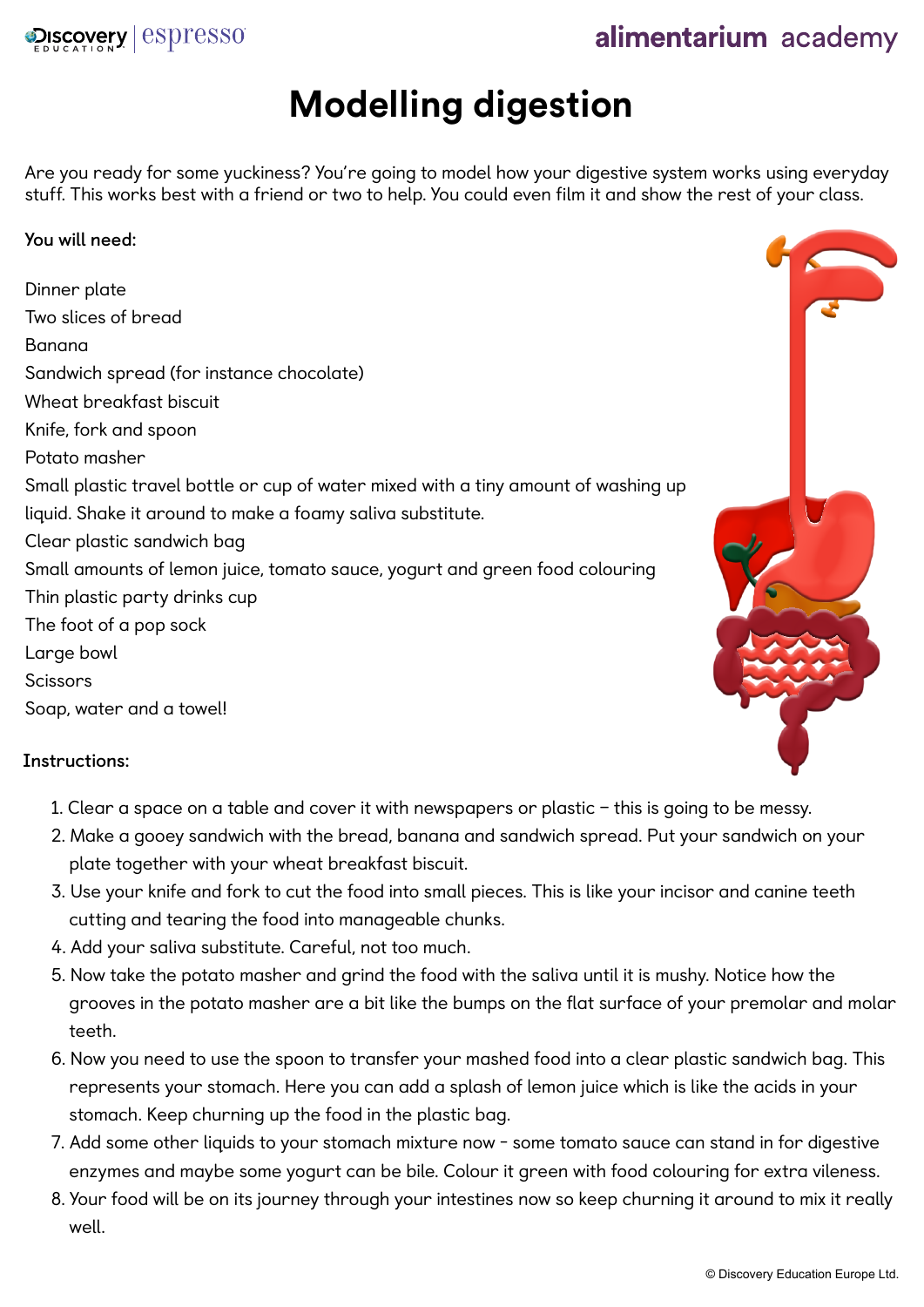# Modelling digestion

Are you ready for some yuckiness? You're going to model how your digestive system works using everyday stuff. This works best with a friend or two to help. You could even film it and show the rest of your class.

**You will need:**

Dinner plate
Two slices of bread
Banana
Sandwich spread (for instance chocolate)
Wheat breakfast biscuit
Knife, fork and spoon
Potato masher
Small plastic travel bottle or cup of water mixed with a tiny amount of washing up liquid. Shake it around to make a foamy saliva substitute.
Clear plastic sandwich bag
Small amounts of lemon juice, tomato sauce, yogurt and green food colouring
Thin plastic party drinks cup
The foot of a pop sock
Large bowl
Scissors
Soap, water and a towel!

**Instructions:**

1. Clear a space on a table and cover it with newspapers or plastic – this is going to be messy.
2. Make a gooey sandwich with the bread, banana and sandwich spread. Put your sandwich on your plate together with your wheat breakfast biscuit.
3. Use your knife and fork to cut the food into small pieces. This is like your incisor and canine teeth cutting and tearing the food into manageable chunks.
4. Add your saliva substitute. Careful, not too much.
5. Now take the potato masher and grind the food with the saliva until it is mushy. Notice how the grooves in the potato masher are a bit like the bumps on the flat surface of your premolar and molar teeth.
6. Now you need to use the spoon to transfer your mashed food into a clear plastic sandwich bag. This represents your stomach. Here you can add a splash of lemon juice which is like the acids in your stomach. Keep churning up the food in the plastic bag.
7. Add some other liquids to your stomach mixture now - some tomato sauce can stand in for digestive enzymes and maybe some yogurt can be bile. Colour it green with food colouring for extra vileness.
8. Your food will be on its journey through your intestines now so keep churning it around to mix it really well.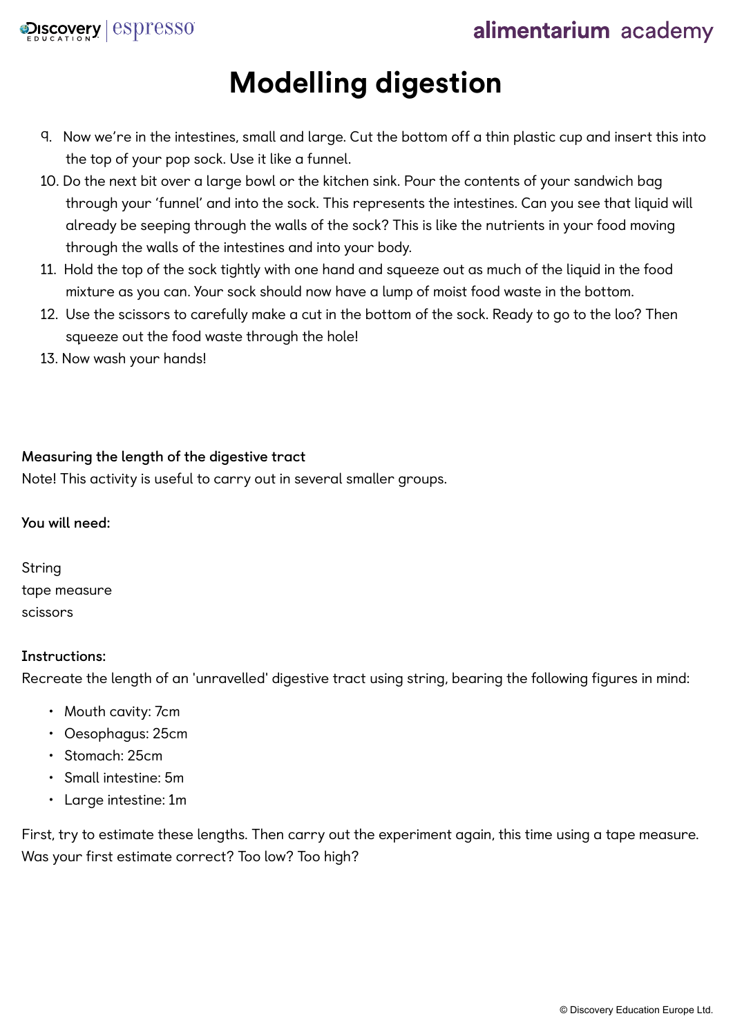# Modelling digestion

9. Now we're in the intestines, small and large. Cut the bottom off a thin plastic cup and insert this into the top of your pop sock. Use it like a funnel.
10. Do the next bit over a large bowl or the kitchen sink. Pour the contents of your sandwich bag through your 'funnel' and into the sock. This represents the intestines. Can you see that liquid will already be seeping through the walls of the sock? This is like the nutrients in your food moving through the walls of the intestines and into your body.
11. Hold the top of the sock tightly with one hand and squeeze out as much of the liquid in the food mixture as you can. Your sock should now have a lump of moist food waste in the bottom.
12. Use the scissors to carefully make a cut in the bottom of the sock. Ready to go to the loo? Then squeeze out the food waste through the hole!
13. Now wash your hands!

**Measuring the length of the digestive tract**

Note! This activity is useful to carry out in several smaller groups.

**You will need:**

String
tape measure
scissors

**Instructions:**

Recreate the length of an 'unravelled' digestive tract using string, bearing the following figures in mind:

- Mouth cavity: 7cm
- Oesophagus: 25cm
- Stomach: 25cm
- Small intestine: 5m
- Large intestine: 1m

First, try to estimate these lengths. Then carry out the experiment again, this time using a tape measure. Was your first estimate correct? Too low? Too high?